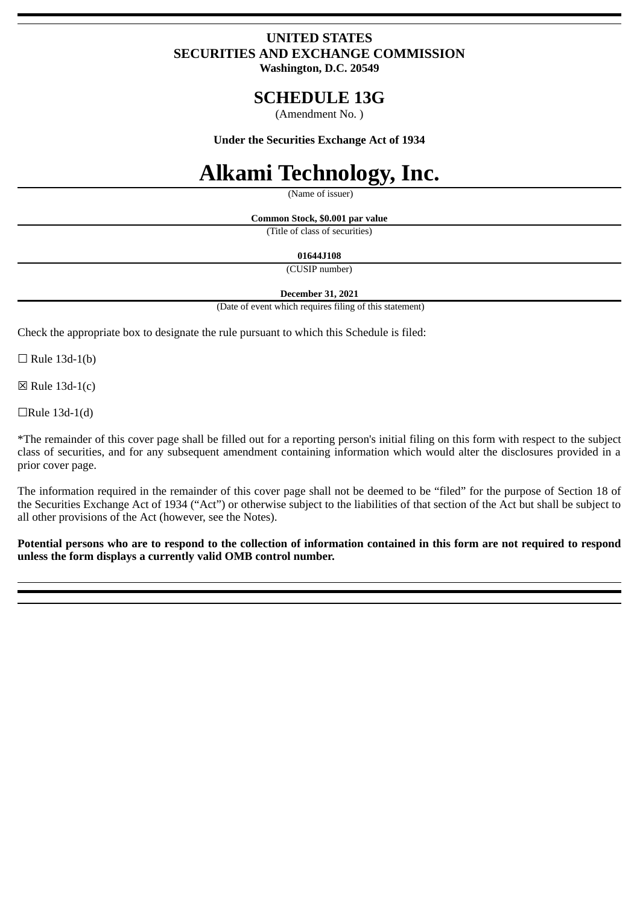**UNITED STATES**
**SECURITIES AND EXCHANGE COMMISSION**
**Washington, D.C. 20549**

# SCHEDULE 13G

(Amendment No. )

**Under the Securities Exchange Act of 1934**

# Alkami Technology, Inc.

(Name of issuer)

**Common Stock, $0.001 par value**

(Title of class of securities)

**01644J108**

(CUSIP number)

**December 31, 2021**

(Date of event which requires filing of this statement)

Check the appropriate box to designate the rule pursuant to which this Schedule is filed:

☐ Rule 13d-1(b)

☒ Rule 13d-1(c)

☐Rule 13d-1(d)

*The remainder of this cover page shall be filled out for a reporting person's initial filing on this form with respect to the subject class of securities, and for any subsequent amendment containing information which would alter the disclosures provided in a prior cover page.

The information required in the remainder of this cover page shall not be deemed to be "filed" for the purpose of Section 18 of the Securities Exchange Act of 1934 ("Act") or otherwise subject to the liabilities of that section of the Act but shall be subject to all other provisions of the Act (however, see the Notes).

**Potential persons who are to respond to the collection of information contained in this form are not required to respond unless the form displays a currently valid OMB control number.**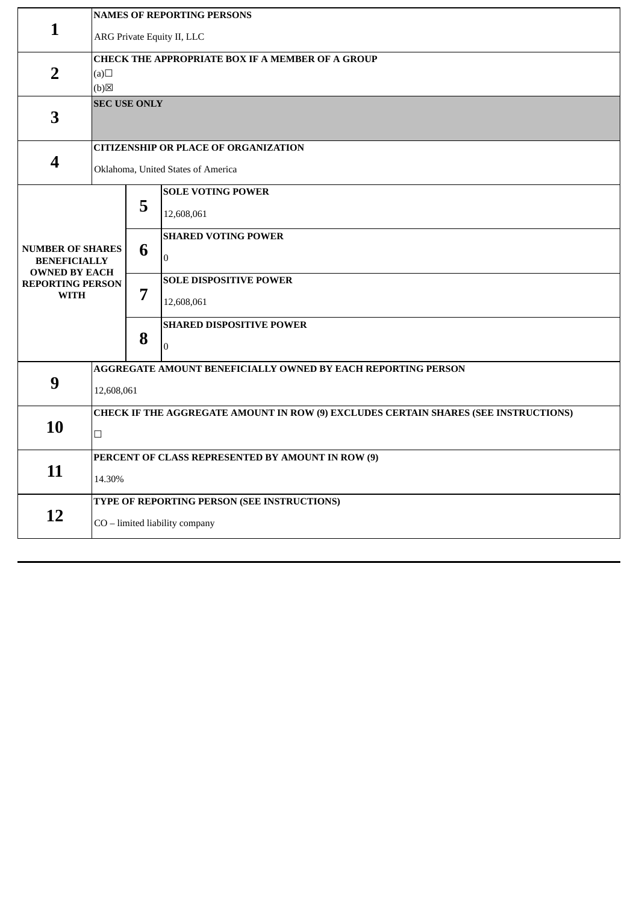| | | | |
|---|---|---|---|
| **1** | **NAMES OF REPORTING PERSONS**<br>ARG Private Equity II, LLC | | |
| **2** | **CHECK THE APPROPRIATE BOX IF A MEMBER OF A GROUP**<br>(a)☐<br>(b)☒ | | |
| **3** | **SEC USE ONLY** | | |
| **4** | **CITIZENSHIP OR PLACE OF ORGANIZATION**<br>Oklahoma, United States of America | | |
| **NUMBER OF SHARES BENEFICIALLY OWNED BY EACH REPORTING PERSON WITH** | | **5** | **SOLE VOTING POWER**<br>12,608,061 |
| | | **6** | **SHARED VOTING POWER**<br>0 |
| | | **7** | **SOLE DISPOSITIVE POWER**<br>12,608,061 |
| | | **8** | **SHARED DISPOSITIVE POWER**<br>0 |
| **9** | **AGGREGATE AMOUNT BENEFICIALLY OWNED BY EACH REPORTING PERSON**<br>12,608,061 | | |
| **10** | **CHECK IF THE AGGREGATE AMOUNT IN ROW (9) EXCLUDES CERTAIN SHARES (SEE INSTRUCTIONS)**<br>☐ | | |
| **11** | **PERCENT OF CLASS REPRESENTED BY AMOUNT IN ROW (9)**<br>14.30% | | |
| **12** | **TYPE OF REPORTING PERSON (SEE INSTRUCTIONS)**<br>CO – limited liability company | | |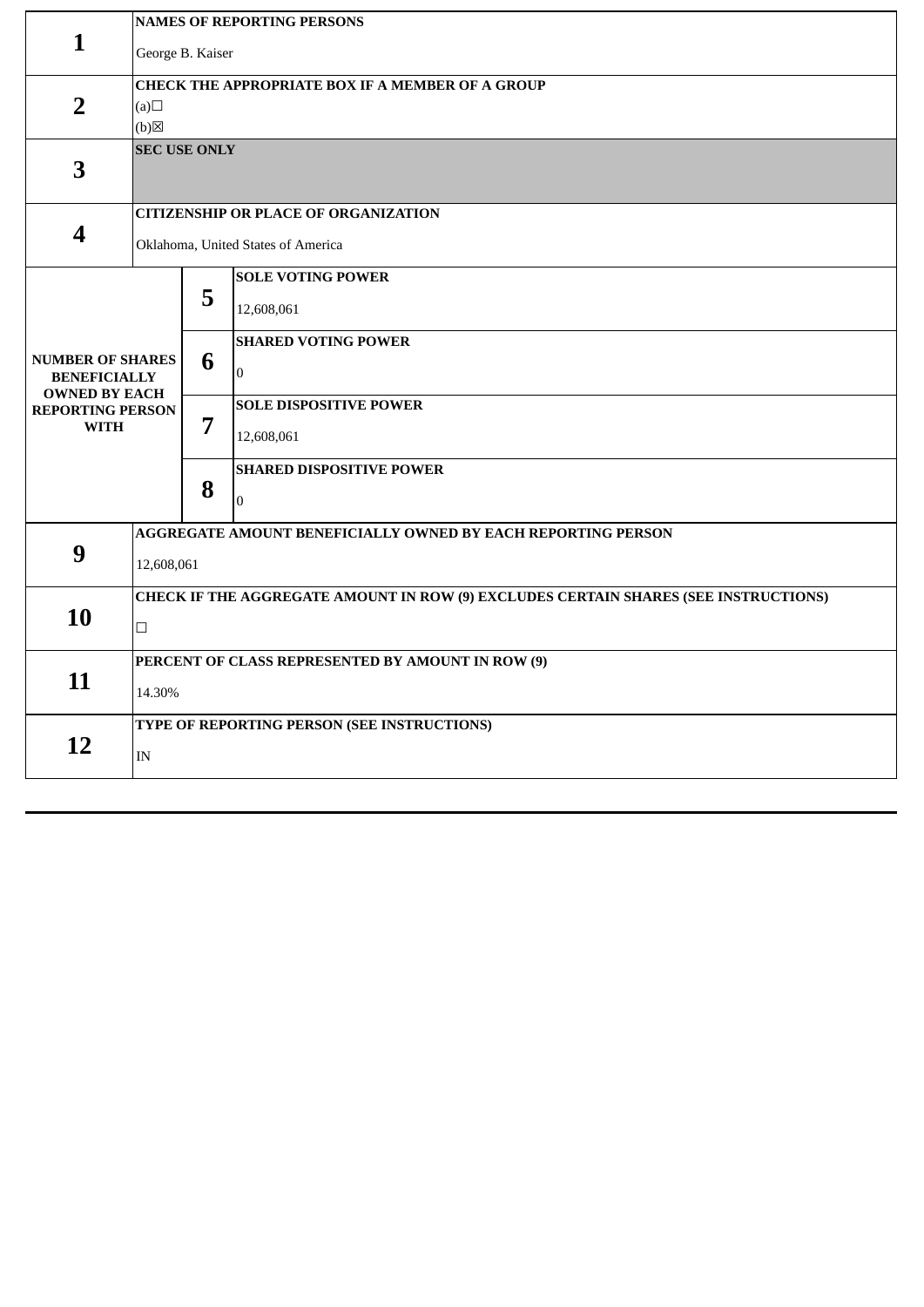| | | | |
|---|---|---|---|
| **1** | **NAMES OF REPORTING PERSONS**<br><br>George B. Kaiser | | |
| **2** | **CHECK THE APPROPRIATE BOX IF A MEMBER OF A GROUP**<br>(a)☐<br>(b)☒ | | |
| **3** | **SEC USE ONLY** | | |
| **4** | **CITIZENSHIP OR PLACE OF ORGANIZATION**<br><br>Oklahoma, United States of America | | |
| **NUMBER OF SHARES BENEFICIALLY OWNED BY EACH REPORTING PERSON WITH** | | **5** | **SOLE VOTING POWER**<br><br>12,608,061 |
| | | **6** | **SHARED VOTING POWER**<br><br>0 |
| | | **7** | **SOLE DISPOSITIVE POWER**<br><br>12,608,061 |
| | | **8** | **SHARED DISPOSITIVE POWER**<br><br>0 |
| **9** | **AGGREGATE AMOUNT BENEFICIALLY OWNED BY EACH REPORTING PERSON**<br><br>12,608,061 | | |
| **10** | **CHECK IF THE AGGREGATE AMOUNT IN ROW (9) EXCLUDES CERTAIN SHARES (SEE INSTRUCTIONS)**<br><br>☐ | | |
| **11** | **PERCENT OF CLASS REPRESENTED BY AMOUNT IN ROW (9)**<br><br>14.30% | | |
| **12** | **TYPE OF REPORTING PERSON (SEE INSTRUCTIONS)**<br><br>IN | | |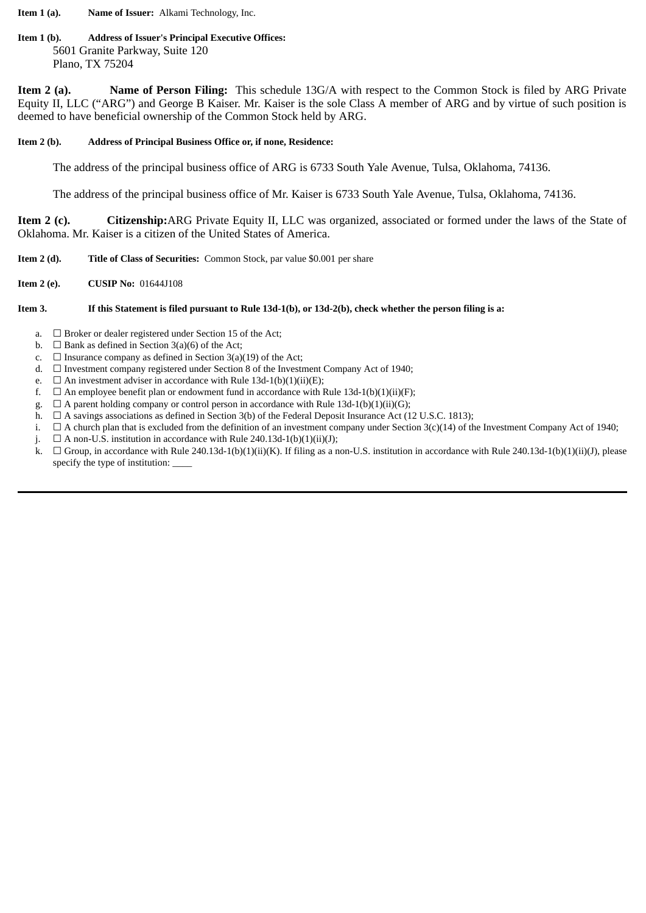**Item 1 (a).** **Name of Issuer:** Alkami Technology, Inc.

**Item 1 (b).** **Address of Issuer's Principal Executive Offices:**
5601 Granite Parkway, Suite 120
Plano, TX 75204

**Item 2 (a).** **Name of Person Filing:** This schedule 13G/A with respect to the Common Stock is filed by ARG Private Equity II, LLC (“ARG”) and George B Kaiser. Mr. Kaiser is the sole Class A member of ARG and by virtue of such position is deemed to have beneficial ownership of the Common Stock held by ARG.

**Item 2 (b).** **Address of Principal Business Office or, if none, Residence:**

The address of the principal business office of ARG is 6733 South Yale Avenue, Tulsa, Oklahoma, 74136.

The address of the principal business office of Mr. Kaiser is 6733 South Yale Avenue, Tulsa, Oklahoma, 74136.

**Item 2 (c).** **Citizenship:** ARG Private Equity II, LLC was organized, associated or formed under the laws of the State of Oklahoma. Mr. Kaiser is a citizen of the United States of America.

**Item 2 (d).** **Title of Class of Securities:** Common Stock, par value $0.001 per share

**Item 2 (e).** **CUSIP No:** 01644J108

**Item 3.** **If this Statement is filed pursuant to Rule 13d-1(b), or 13d-2(b), check whether the person filing is a:**

a. ☐ Broker or dealer registered under Section 15 of the Act;
b. ☐ Bank as defined in Section 3(a)(6) of the Act;
c. ☐ Insurance company as defined in Section 3(a)(19) of the Act;
d. ☐ Investment company registered under Section 8 of the Investment Company Act of 1940;
e. ☐ An investment adviser in accordance with Rule 13d-1(b)(1)(ii)(E);
f. ☐ An employee benefit plan or endowment fund in accordance with Rule 13d-1(b)(1)(ii)(F);
g. ☐ A parent holding company or control person in accordance with Rule 13d-1(b)(1)(ii)(G);
h. ☐ A savings associations as defined in Section 3(b) of the Federal Deposit Insurance Act (12 U.S.C. 1813);
i. ☐ A church plan that is excluded from the definition of an investment company under Section 3(c)(14) of the Investment Company Act of 1940;
j. ☐ A non-U.S. institution in accordance with Rule 240.13d-1(b)(1)(ii)(J);
k. ☐ Group, in accordance with Rule 240.13d-1(b)(1)(ii)(K). If filing as a non-U.S. institution in accordance with Rule 240.13d-1(b)(1)(ii)(J), please specify the type of institution: ____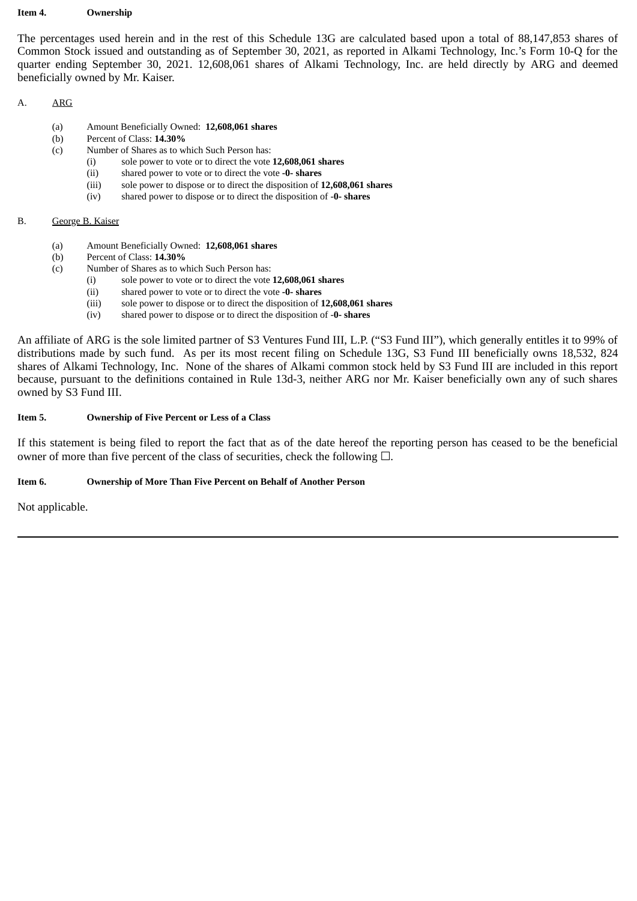**Item 4. Ownership**

The percentages used herein and in the rest of this Schedule 13G are calculated based upon a total of 88,147,853 shares of Common Stock issued and outstanding as of September 30, 2021, as reported in Alkami Technology, Inc.'s Form 10-Q for the quarter ending September 30, 2021. 12,608,061 shares of Alkami Technology, Inc. are held directly by ARG and deemed beneficially owned by Mr. Kaiser.

A. ARG

- (a) Amount Beneficially Owned: **12,608,061 shares**
- (b) Percent of Class: **14.30%**
- (c) Number of Shares as to which Such Person has:
  - (i) sole power to vote or to direct the vote **12,608,061 shares**
  - (ii) shared power to vote or to direct the vote **-0- shares**
  - (iii) sole power to dispose or to direct the disposition of **12,608,061 shares**
  - (iv) shared power to dispose or to direct the disposition of **-0- shares**

B. George B. Kaiser

- (a) Amount Beneficially Owned: **12,608,061 shares**
- (b) Percent of Class: **14.30%**
- (c) Number of Shares as to which Such Person has:
  - (i) sole power to vote or to direct the vote **12,608,061 shares**
  - (ii) shared power to vote or to direct the vote **-0- shares**
  - (iii) sole power to dispose or to direct the disposition of **12,608,061 shares**
  - (iv) shared power to dispose or to direct the disposition of **-0- shares**

An affiliate of ARG is the sole limited partner of S3 Ventures Fund III, L.P. ("S3 Fund III"), which generally entitles it to 99% of distributions made by such fund. As per its most recent filing on Schedule 13G, S3 Fund III beneficially owns 18,532, 824 shares of Alkami Technology, Inc. None of the shares of Alkami common stock held by S3 Fund III are included in this report because, pursuant to the definitions contained in Rule 13d-3, neither ARG nor Mr. Kaiser beneficially own any of such shares owned by S3 Fund III.

**Item 5. Ownership of Five Percent or Less of a Class**

If this statement is being filed to report the fact that as of the date hereof the reporting person has ceased to be the beneficial owner of more than five percent of the class of securities, check the following ☐.

**Item 6. Ownership of More Than Five Percent on Behalf of Another Person**

Not applicable.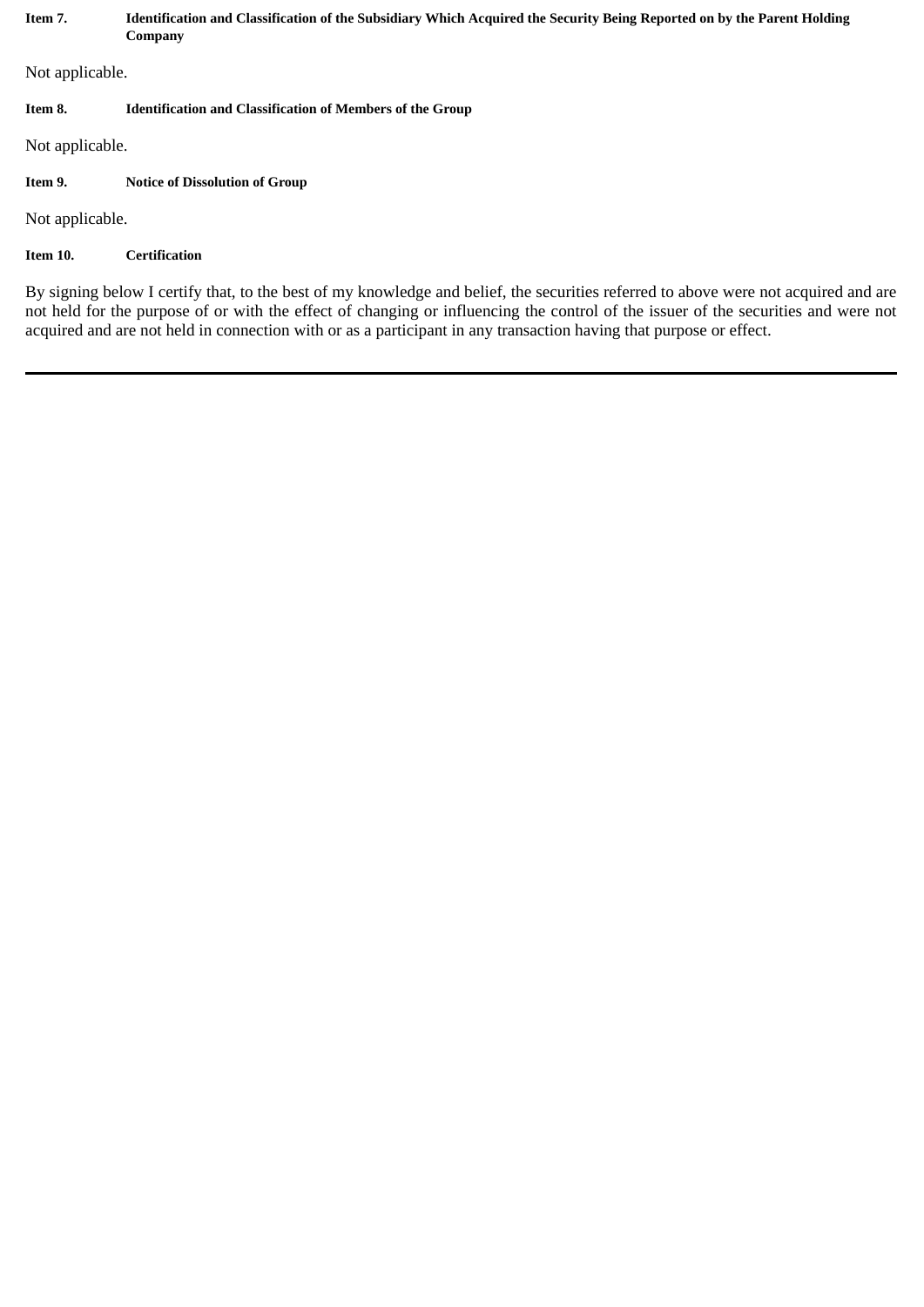**Item 7. Identification and Classification of the Subsidiary Which Acquired the Security Being Reported on by the Parent Holding Company**

Not applicable.

**Item 8. Identification and Classification of Members of the Group**

Not applicable.

**Item 9. Notice of Dissolution of Group**

Not applicable.

**Item 10. Certification**

By signing below I certify that, to the best of my knowledge and belief, the securities referred to above were not acquired and are not held for the purpose of or with the effect of changing or influencing the control of the issuer of the securities and were not acquired and are not held in connection with or as a participant in any transaction having that purpose or effect.

---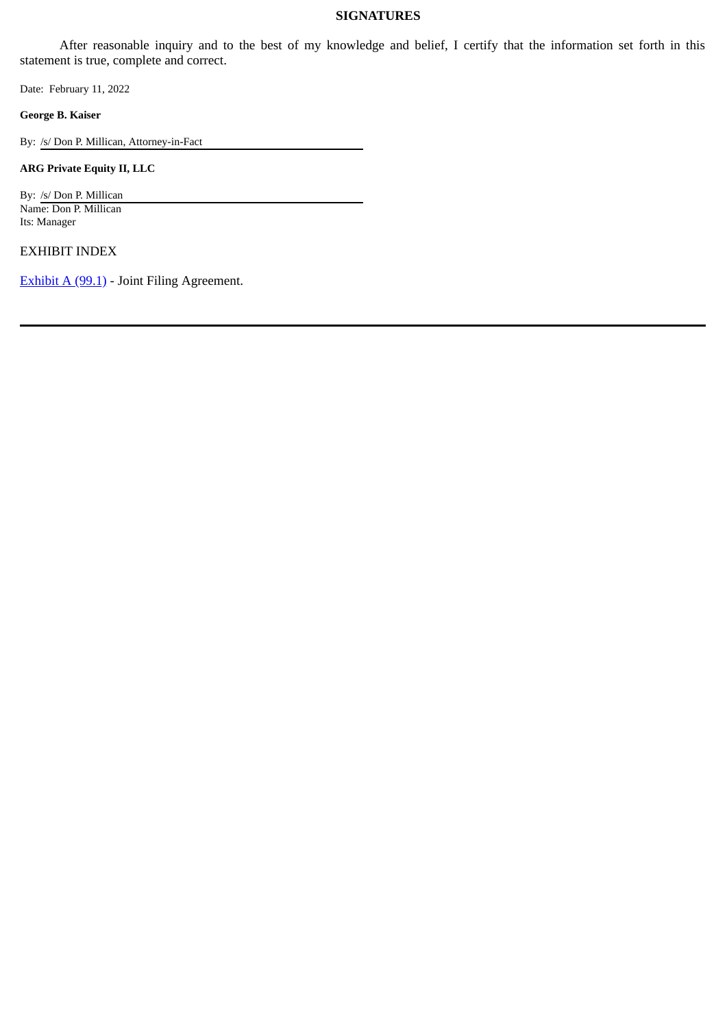## SIGNATURES

After reasonable inquiry and to the best of my knowledge and belief, I certify that the information set forth in this statement is true, complete and correct.

Date: February 11, 2022

**George B. Kaiser**

By: /s/ Don P. Millican, Attorney-in-Fact

**ARG Private Equity II, LLC**

By: /s/ Don P. Millican
Name: Don P. Millican
Its: Manager

EXHIBIT INDEX

Exhibit A (99.1) - Joint Filing Agreement.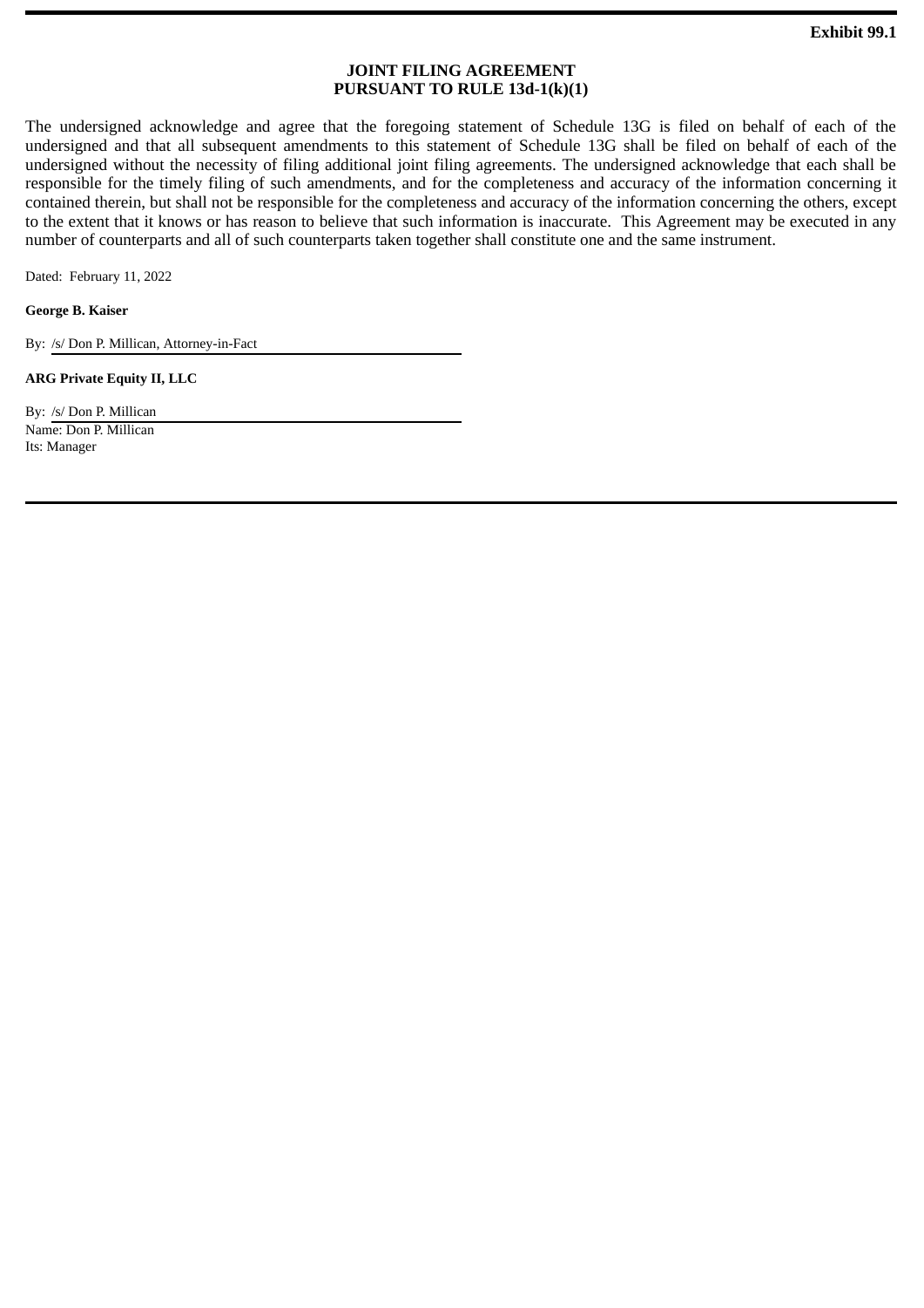**Exhibit 99.1**

**JOINT FILING AGREEMENT**
**PURSUANT TO RULE 13d-1(k)(1)**

The undersigned acknowledge and agree that the foregoing statement of Schedule 13G is filed on behalf of each of the undersigned and that all subsequent amendments to this statement of Schedule 13G shall be filed on behalf of each of the undersigned without the necessity of filing additional joint filing agreements. The undersigned acknowledge that each shall be responsible for the timely filing of such amendments, and for the completeness and accuracy of the information concerning it contained therein, but shall not be responsible for the completeness and accuracy of the information concerning the others, except to the extent that it knows or has reason to believe that such information is inaccurate. This Agreement may be executed in any number of counterparts and all of such counterparts taken together shall constitute one and the same instrument.

Dated: February 11, 2022

**George B. Kaiser**

By: /s/ Don P. Millican, Attorney-in-Fact

**ARG Private Equity II, LLC**

By: /s/ Don P. Millican
Name: Don P. Millican
Its: Manager